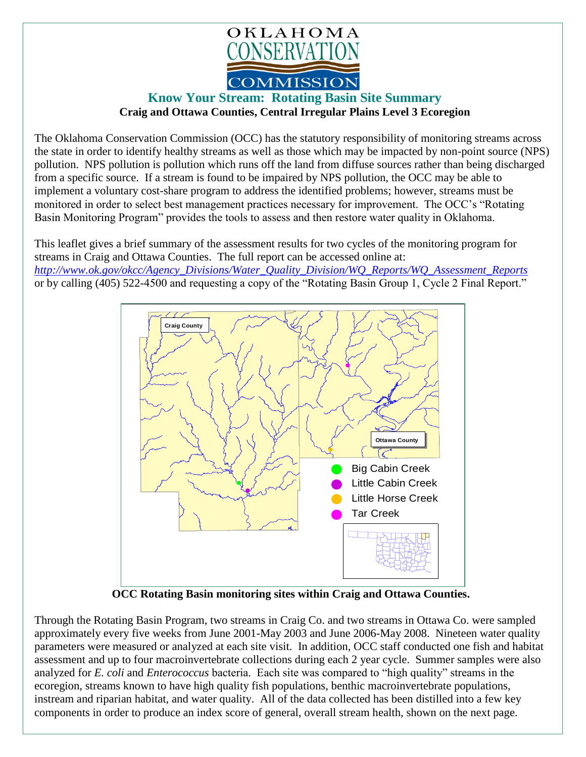OKLAHOMA CONSERVATION COMMISSION

## Know Your Stream: Rotating Basin Site Summary

**Craig and Ottawa Counties, Central Irregular Plains Level 3 Ecoregion**

The Oklahoma Conservation Commission (OCC) has the statutory responsibility of monitoring streams across the state in order to identify healthy streams as well as those which may be impacted by non-point source (NPS) pollution. NPS pollution is pollution which runs off the land from diffuse sources rather than being discharged from a specific source. If a stream is found to be impaired by NPS pollution, the OCC may be able to implement a voluntary cost-share program to address the identified problems; however, streams must be monitored in order to select best management practices necessary for improvement. The OCC's "Rotating Basin Monitoring Program" provides the tools to assess and then restore water quality in Oklahoma.

This leaflet gives a brief summary of the assessment results for two cycles of the monitoring program for streams in Craig and Ottawa Counties. The full report can be accessed online at: *http://www.ok.gov/okcc/Agency_Divisions/Water_Quality_Division/WQ_Reports/WQ_Assessment_Reports* or by calling (405) 522-4500 and requesting a copy of the "Rotating Basin Group 1, Cycle 2 Final Report."

Craig County

Ottawa County

- Big Cabin Creek
- Little Cabin Creek
- Little Horse Creek
- Tar Creek

**OCC Rotating Basin monitoring sites within Craig and Ottawa Counties.**

Through the Rotating Basin Program, two streams in Craig Co. and two streams in Ottawa Co. were sampled approximately every five weeks from June 2001-May 2003 and June 2006-May 2008. Nineteen water quality parameters were measured or analyzed at each site visit. In addition, OCC staff conducted one fish and habitat assessment and up to four macroinvertebrate collections during each 2 year cycle. Summer samples were also analyzed for *E. coli* and *Enterococcus* bacteria. Each site was compared to "high quality" streams in the ecoregion, streams known to have high quality fish populations, benthic macroinvertebrate populations, instream and riparian habitat, and water quality. All of the data collected has been distilled into a few key components in order to produce an index score of general, overall stream health, shown on the next page.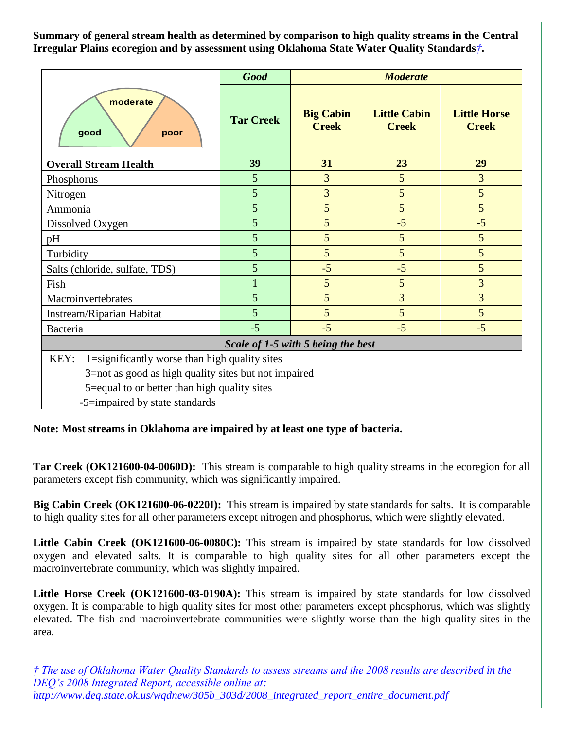**Summary of general stream health as determined by comparison to high quality streams in the Central Irregular Plains ecoregion and by assessment using Oklahoma State Water Quality Standards*†*.**

| | *Good* | *Moderate* | | |
|---|---|---|---|---|
| | **Tar Creek** | **Big Cabin Creek** | **Little Cabin Creek** | **Little Horse Creek** |
| **Overall Stream Health** | **39** | **31** | **23** | **29** |
| Phosphorus | 5 | 3 | 5 | 3 |
| Nitrogen | 5 | 3 | 5 | 5 |
| Ammonia | 5 | 5 | 5 | 5 |
| Dissolved Oxygen | 5 | 5 | -5 | -5 |
| pH | 5 | 5 | 5 | 5 |
| Turbidity | 5 | 5 | 5 | 5 |
| Salts (chloride, sulfate, TDS) | 5 | -5 | -5 | 5 |
| Fish | 1 | 5 | 5 | 3 |
| Macroinvertebrates | 5 | 5 | 3 | 3 |
| Instream/Riparian Habitat | 5 | 5 | 5 | 5 |
| Bacteria | -5 | -5 | -5 | -5 |
| | *Scale of 1-5 with 5 being the best* | | | |

KEY: 1=significantly worse than high quality sites
3=not as good as high quality sites but not impaired
5=equal to or better than high quality sites
-5=impaired by state standards

**Note: Most streams in Oklahoma are impaired by at least one type of bacteria.**

**Tar Creek (OK121600-04-0060D):** This stream is comparable to high quality streams in the ecoregion for all parameters except fish community, which was significantly impaired.

**Big Cabin Creek (OK121600-06-0220I):** This stream is impaired by state standards for salts. It is comparable to high quality sites for all other parameters except nitrogen and phosphorus, which were slightly elevated.

**Little Cabin Creek (OK121600-06-0080C):** This stream is impaired by state standards for low dissolved oxygen and elevated salts. It is comparable to high quality sites for all other parameters except the macroinvertebrate community, which was slightly impaired.

**Little Horse Creek (OK121600-03-0190A):** This stream is impaired by state standards for low dissolved oxygen. It is comparable to high quality sites for most other parameters except phosphorus, which was slightly elevated. The fish and macroinvertebrate communities were slightly worse than the high quality sites in the area.

*† The use of Oklahoma Water Quality Standards to assess streams and the 2008 results are described in the DEQ's 2008 Integrated Report, accessible online at: http://www.deq.state.ok.us/wqdnew/305b_303d/2008_integrated_report_entire_document.pdf*